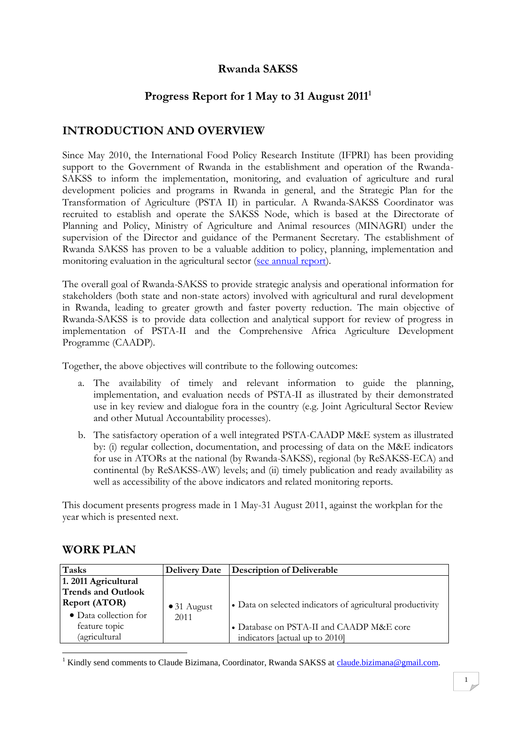# Rwanda SAKSS

## Progress Report for 1 May to 31 August 2011[1]

## INTRODUCTION AND OVERVIEW

Since May 2010, the International Food Policy Research Institute (IFPRI) has been providing support to the Government of Rwanda in the establishment and operation of the Rwanda-SAKSS to inform the implementation, monitoring, and evaluation of agriculture and rural development policies and programs in Rwanda in general, and the Strategic Plan for the Transformation of Agriculture (PSTA II) in particular. A Rwanda-SAKSS Coordinator was recruited to establish and operate the SAKSS Node, which is based at the Directorate of Planning and Policy, Ministry of Agriculture and Animal resources (MINAGRI) under the supervision of the Director and guidance of the Permanent Secretary. The establishment of Rwanda SAKSS has proven to be a valuable addition to policy, planning, implementation and monitoring evaluation in the agricultural sector (see annual report).

The overall goal of Rwanda-SAKSS to provide strategic analysis and operational information for stakeholders (both state and non-state actors) involved with agricultural and rural development in Rwanda, leading to greater growth and faster poverty reduction. The main objective of Rwanda-SAKSS is to provide data collection and analytical support for review of progress in implementation of PSTA-II and the Comprehensive Africa Agriculture Development Programme (CAADP).

Together, the above objectives will contribute to the following outcomes:

a. The availability of timely and relevant information to guide the planning, implementation, and evaluation needs of PSTA-II as illustrated by their demonstrated use in key review and dialogue fora in the country (e.g. Joint Agricultural Sector Review and other Mutual Accountability processes).

b. The satisfactory operation of a well integrated PSTA-CAADP M&E system as illustrated by: (i) regular collection, documentation, and processing of data on the M&E indicators for use in ATORs at the national (by Rwanda-SAKSS), regional (by ReSAKSS-ECA) and continental (by ReSAKSS-AW) levels; and (ii) timely publication and ready availability as well as accessibility of the above indicators and related monitoring reports.

This document presents progress made in 1 May-31 August 2011, against the workplan for the year which is presented next.

## WORK PLAN

| Tasks | Delivery Date | Description of Deliverable |
|---|---|---|
| **1. 2011 Agricultural Trends and Outlook Report (ATOR)**<br>• Data collection for feature topic (agricultural | • 31 August 2011 | • Data on selected indicators of agricultural productivity<br>• Database on PSTA-II and CAADP M&E core indicators [actual up to 2010] |

[1] Kindly send comments to Claude Bizimana, Coordinator, Rwanda SAKSS at claude.bizimana@gmail.com.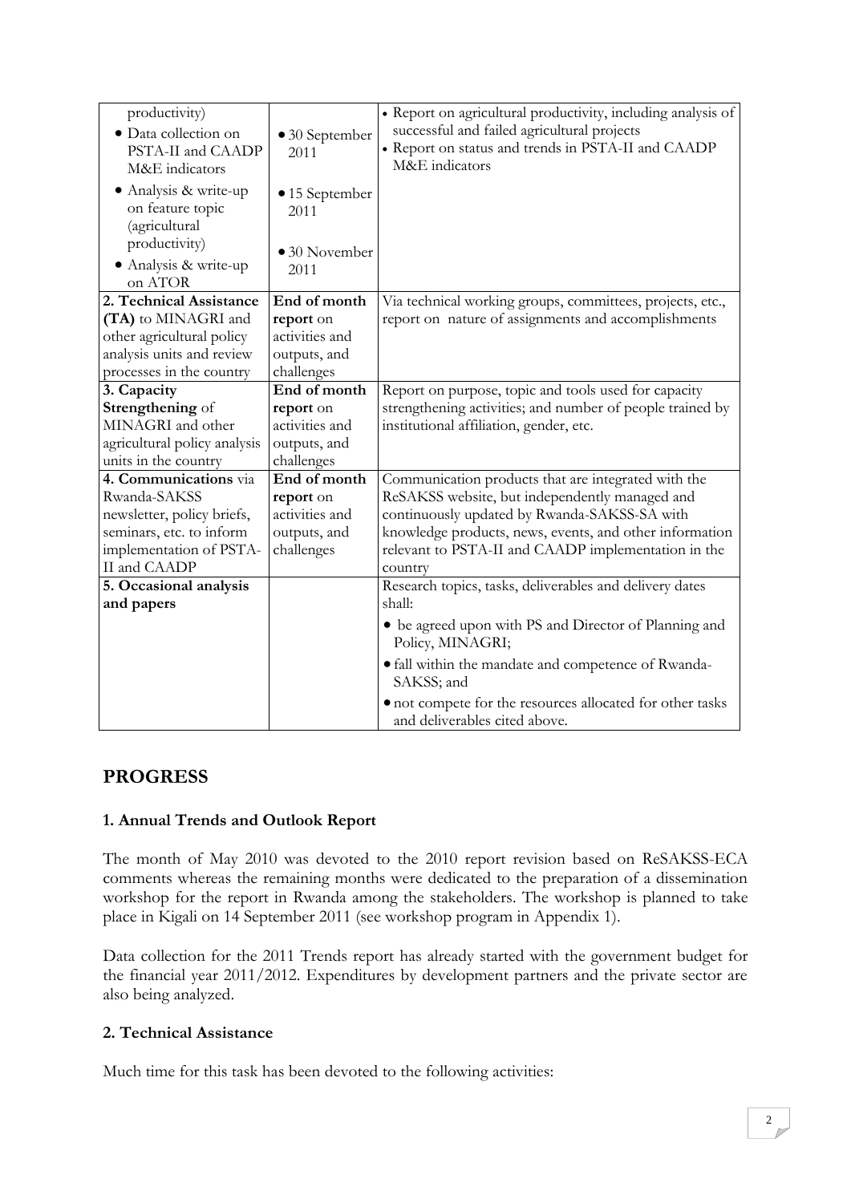| | | |
|---|---|---|
| productivity)<br>• Data collection on PSTA-II and CAADP M&E indicators<br>• Analysis & write-up on feature topic (agricultural productivity)<br>• Analysis & write-up on ATOR | • 30 September 2011<br>• 15 September 2011<br>• 30 November 2011 | • Report on agricultural productivity, including analysis of successful and failed agricultural projects<br>• Report on status and trends in PSTA-II and CAADP M&E indicators |
| **2. Technical Assistance (TA)** to MINAGRI and other agricultural policy analysis units and review processes in the country | **End of month report** on activities and outputs, and challenges | Via technical working groups, committees, projects, etc., report on nature of assignments and accomplishments |
| **3. Capacity Strengthening** of MINAGRI and other agricultural policy analysis units in the country | **End of month report** on activities and outputs, and challenges | Report on purpose, topic and tools used for capacity strengthening activities; and number of people trained by institutional affiliation, gender, etc. |
| **4. Communications** via Rwanda-SAKSS newsletter, policy briefs, seminars, etc. to inform implementation of PSTA-II and CAADP | **End of month report** on activities and outputs, and challenges | Communication products that are integrated with the ReSAKSS website, but independently managed and continuously updated by Rwanda-SAKSS-SA with knowledge products, news, events, and other information relevant to PSTA-II and CAADP implementation in the country |
| **5. Occasional analysis and papers** | | Research topics, tasks, deliverables and delivery dates shall:<br>• be agreed upon with PS and Director of Planning and Policy, MINAGRI;<br>• fall within the mandate and competence of Rwanda-SAKSS; and<br>• not compete for the resources allocated for other tasks and deliverables cited above. |

## PROGRESS

### 1. Annual Trends and Outlook Report

The month of May 2010 was devoted to the 2010 report revision based on ReSAKSS-ECA comments whereas the remaining months were dedicated to the preparation of a dissemination workshop for the report in Rwanda among the stakeholders. The workshop is planned to take place in Kigali on 14 September 2011 (see workshop program in Appendix 1).

Data collection for the 2011 Trends report has already started with the government budget for the financial year 2011/2012. Expenditures by development partners and the private sector are also being analyzed.

### 2. Technical Assistance

Much time for this task has been devoted to the following activities: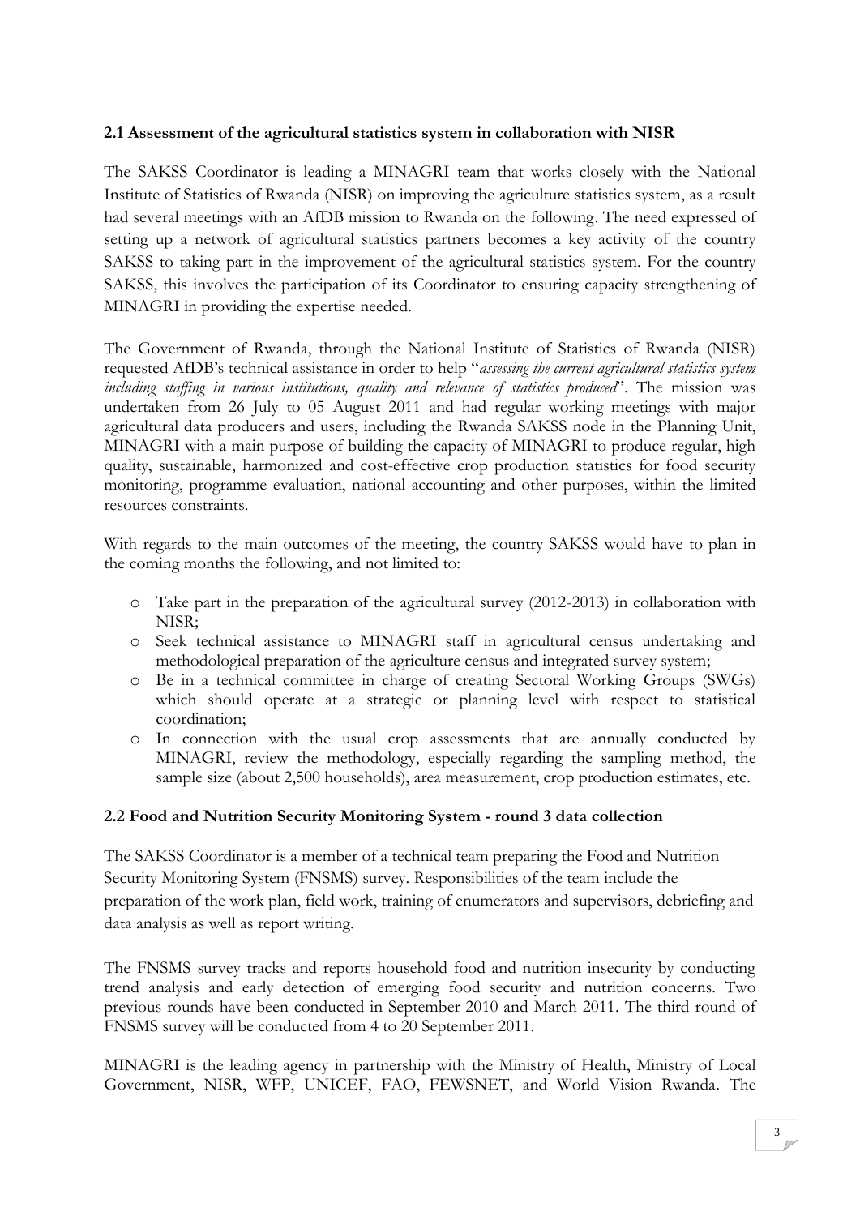### 2.1 Assessment of the agricultural statistics system in collaboration with NISR

The SAKSS Coordinator is leading a MINAGRI team that works closely with the National Institute of Statistics of Rwanda (NISR) on improving the agriculture statistics system, as a result had several meetings with an AfDB mission to Rwanda on the following. The need expressed of setting up a network of agricultural statistics partners becomes a key activity of the country SAKSS to taking part in the improvement of the agricultural statistics system. For the country SAKSS, this involves the participation of its Coordinator to ensuring capacity strengthening of MINAGRI in providing the expertise needed.

The Government of Rwanda, through the National Institute of Statistics of Rwanda (NISR) requested AfDB's technical assistance in order to help "*assessing the current agricultural statistics system including staffing in various institutions, quality and relevance of statistics produced*". The mission was undertaken from 26 July to 05 August 2011 and had regular working meetings with major agricultural data producers and users, including the Rwanda SAKSS node in the Planning Unit, MINAGRI with a main purpose of building the capacity of MINAGRI to produce regular, high quality, sustainable, harmonized and cost-effective crop production statistics for food security monitoring, programme evaluation, national accounting and other purposes, within the limited resources constraints.

With regards to the main outcomes of the meeting, the country SAKSS would have to plan in the coming months the following, and not limited to:

- Take part in the preparation of the agricultural survey (2012-2013) in collaboration with NISR;
- Seek technical assistance to MINAGRI staff in agricultural census undertaking and methodological preparation of the agriculture census and integrated survey system;
- Be in a technical committee in charge of creating Sectoral Working Groups (SWGs) which should operate at a strategic or planning level with respect to statistical coordination;
- In connection with the usual crop assessments that are annually conducted by MINAGRI, review the methodology, especially regarding the sampling method, the sample size (about 2,500 households), area measurement, crop production estimates, etc.

### 2.2 Food and Nutrition Security Monitoring System - round 3 data collection

The SAKSS Coordinator is a member of a technical team preparing the Food and Nutrition Security Monitoring System (FNSMS) survey. Responsibilities of the team include the preparation of the work plan, field work, training of enumerators and supervisors, debriefing and data analysis as well as report writing.

The FNSMS survey tracks and reports household food and nutrition insecurity by conducting trend analysis and early detection of emerging food security and nutrition concerns. Two previous rounds have been conducted in September 2010 and March 2011. The third round of FNSMS survey will be conducted from 4 to 20 September 2011.

MINAGRI is the leading agency in partnership with the Ministry of Health, Ministry of Local Government, NISR, WFP, UNICEF, FAO, FEWSNET, and World Vision Rwanda. The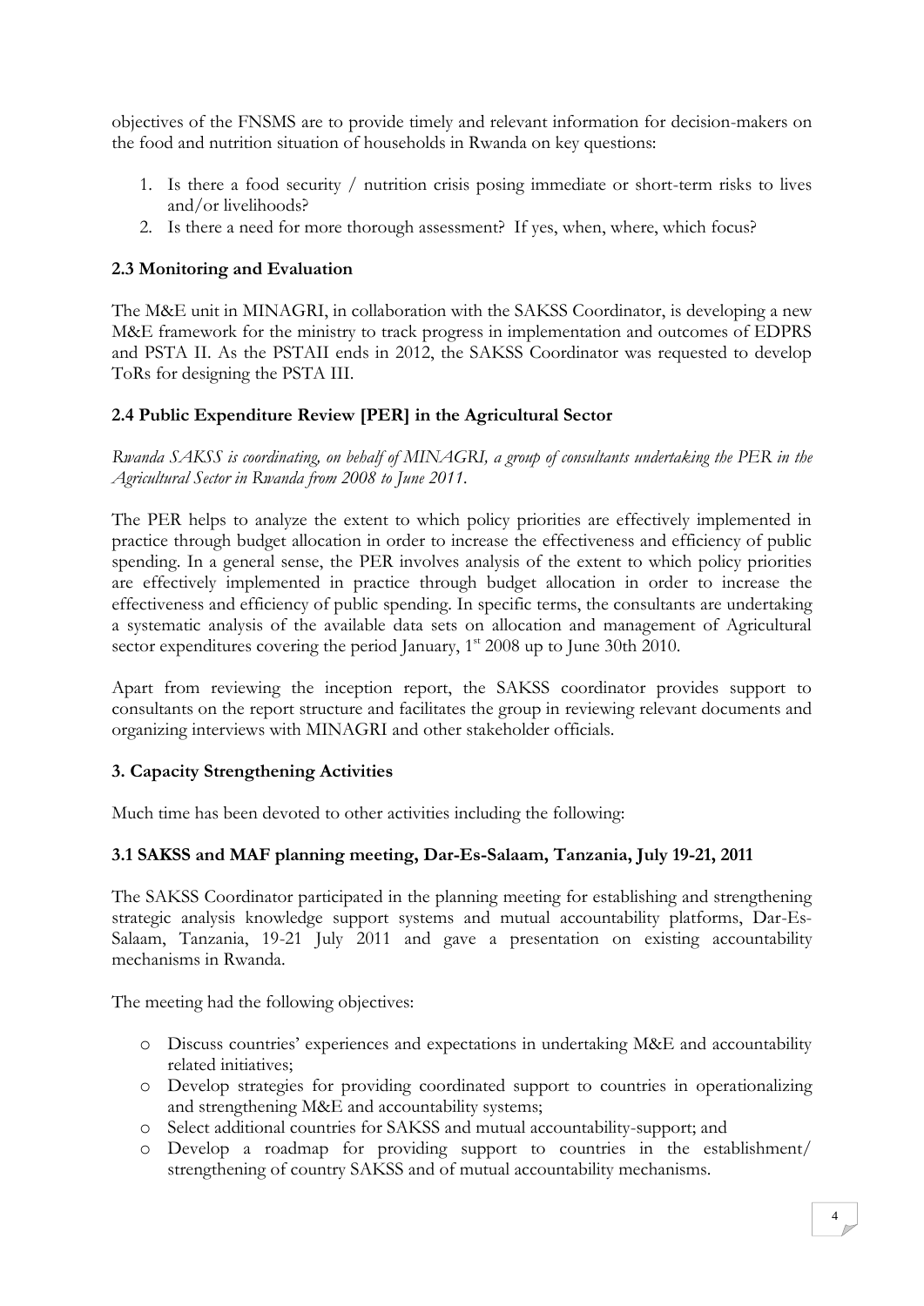objectives of the FNSMS are to provide timely and relevant information for decision-makers on the food and nutrition situation of households in Rwanda on key questions:

1. Is there a food security / nutrition crisis posing immediate or short-term risks to lives and/or livelihoods?
2. Is there a need for more thorough assessment? If yes, when, where, which focus?

### 2.3 Monitoring and Evaluation

The M&E unit in MINAGRI, in collaboration with the SAKSS Coordinator, is developing a new M&E framework for the ministry to track progress in implementation and outcomes of EDPRS and PSTA II. As the PSTAII ends in 2012, the SAKSS Coordinator was requested to develop ToRs for designing the PSTA III.

### 2.4 Public Expenditure Review [PER] in the Agricultural Sector

*Rwanda SAKSS is coordinating, on behalf of MINAGRI, a group of consultants undertaking the PER in the Agricultural Sector in Rwanda from 2008 to June 2011.*

The PER helps to analyze the extent to which policy priorities are effectively implemented in practice through budget allocation in order to increase the effectiveness and efficiency of public spending. In a general sense, the PER involves analysis of the extent to which policy priorities are effectively implemented in practice through budget allocation in order to increase the effectiveness and efficiency of public spending. In specific terms, the consultants are undertaking a systematic analysis of the available data sets on allocation and management of Agricultural sector expenditures covering the period January, 1st 2008 up to June 30th 2010.

Apart from reviewing the inception report, the SAKSS coordinator provides support to consultants on the report structure and facilitates the group in reviewing relevant documents and organizing interviews with MINAGRI and other stakeholder officials.

## 3. Capacity Strengthening Activities

Much time has been devoted to other activities including the following:

### 3.1 SAKSS and MAF planning meeting, Dar-Es-Salaam, Tanzania, July 19-21, 2011

The SAKSS Coordinator participated in the planning meeting for establishing and strengthening strategic analysis knowledge support systems and mutual accountability platforms, Dar-Es-Salaam, Tanzania, 19-21 July 2011 and gave a presentation on existing accountability mechanisms in Rwanda.

The meeting had the following objectives:

- Discuss countries' experiences and expectations in undertaking M&E and accountability related initiatives;
- Develop strategies for providing coordinated support to countries in operationalizing and strengthening M&E and accountability systems;
- Select additional countries for SAKSS and mutual accountability-support; and
- Develop a roadmap for providing support to countries in the establishment/ strengthening of country SAKSS and of mutual accountability mechanisms.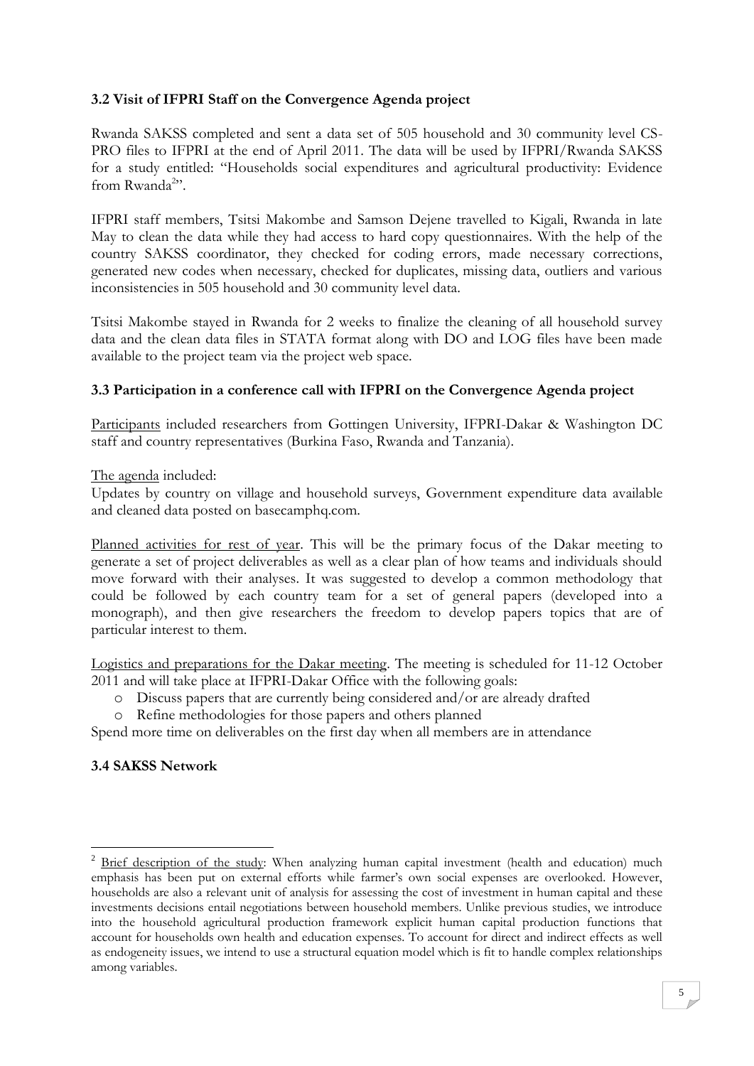### 3.2 Visit of IFPRI Staff on the Convergence Agenda project

Rwanda SAKSS completed and sent a data set of 505 household and 30 community level CS-PRO files to IFPRI at the end of April 2011. The data will be used by IFPRI/Rwanda SAKSS for a study entitled: "Households social expenditures and agricultural productivity: Evidence from Rwanda[2]".

IFPRI staff members, Tsitsi Makombe and Samson Dejene travelled to Kigali, Rwanda in late May to clean the data while they had access to hard copy questionnaires. With the help of the country SAKSS coordinator, they checked for coding errors, made necessary corrections, generated new codes when necessary, checked for duplicates, missing data, outliers and various inconsistencies in 505 household and 30 community level data.

Tsitsi Makombe stayed in Rwanda for 2 weeks to finalize the cleaning of all household survey data and the clean data files in STATA format along with DO and LOG files have been made available to the project team via the project web space.

### 3.3 Participation in a conference call with IFPRI on the Convergence Agenda project

Participants included researchers from Gottingen University, IFPRI-Dakar & Washington DC staff and country representatives (Burkina Faso, Rwanda and Tanzania).

The agenda included:
Updates by country on village and household surveys, Government expenditure data available and cleaned data posted on basecamphq.com.

Planned activities for rest of year. This will be the primary focus of the Dakar meeting to generate a set of project deliverables as well as a clear plan of how teams and individuals should move forward with their analyses. It was suggested to develop a common methodology that could be followed by each country team for a set of general papers (developed into a monograph), and then give researchers the freedom to develop papers topics that are of particular interest to them.

Logistics and preparations for the Dakar meeting. The meeting is scheduled for 11-12 October 2011 and will take place at IFPRI-Dakar Office with the following goals:

- Discuss papers that are currently being considered and/or are already drafted
- Refine methodologies for those papers and others planned

Spend more time on deliverables on the first day when all members are in attendance

### 3.4 SAKSS Network

---

[2] Brief description of the study: When analyzing human capital investment (health and education) much emphasis has been put on external efforts while farmer's own social expenses are overlooked. However, households are also a relevant unit of analysis for assessing the cost of investment in human capital and these investments decisions entail negotiations between household members. Unlike previous studies, we introduce into the household agricultural production framework explicit human capital production functions that account for households own health and education expenses. To account for direct and indirect effects as well as endogeneity issues, we intend to use a structural equation model which is fit to handle complex relationships among variables.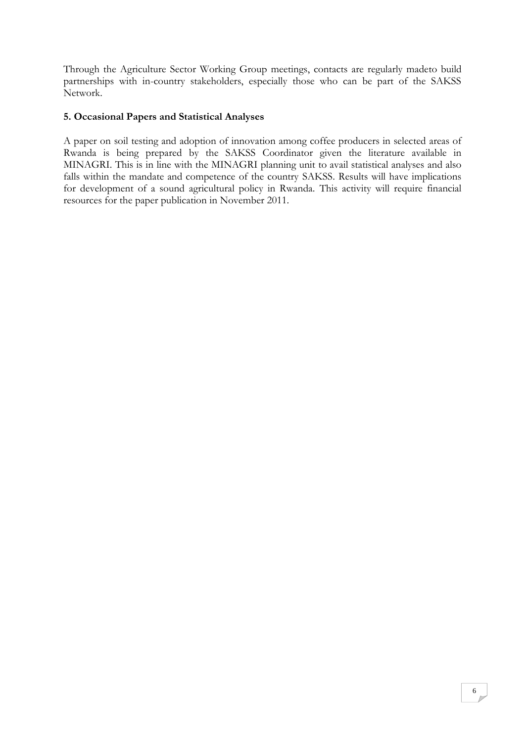Through the Agriculture Sector Working Group meetings, contacts are regularly madeto build partnerships with in-country stakeholders, especially those who can be part of the SAKSS Network.

**5. Occasional Papers and Statistical Analyses**

A paper on soil testing and adoption of innovation among coffee producers in selected areas of Rwanda is being prepared by the SAKSS Coordinator given the literature available in MINAGRI. This is in line with the MINAGRI planning unit to avail statistical analyses and also falls within the mandate and competence of the country SAKSS. Results will have implications for development of a sound agricultural policy in Rwanda. This activity will require financial resources for the paper publication in November 2011.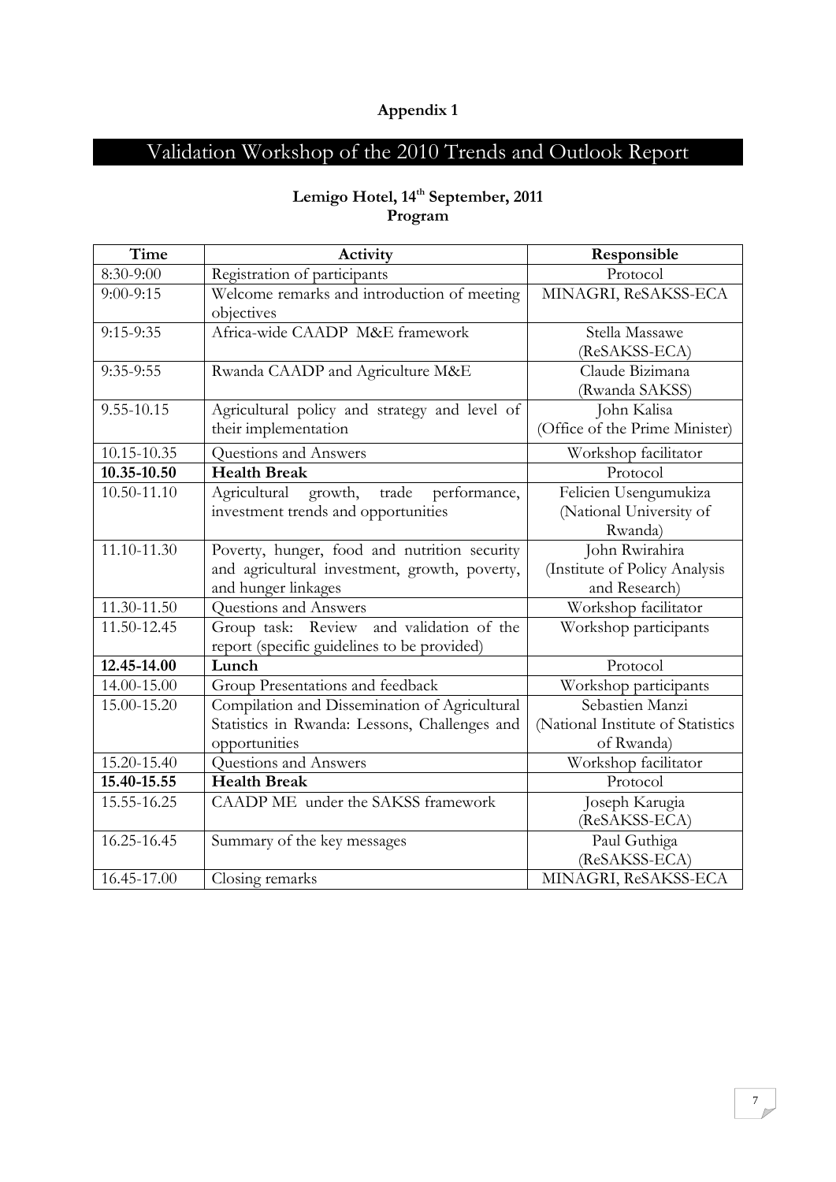**Appendix 1**

# Validation Workshop of the 2010 Trends and Outlook Report

**Lemigo Hotel, 14th September, 2011**
**Program**

| Time | Activity | Responsible |
|---|---|---|
| 8:30-9:00 | Registration of participants | Protocol |
| 9:00-9:15 | Welcome remarks and introduction of meeting objectives | MINAGRI, ReSAKSS-ECA |
| 9:15-9:35 | Africa-wide CAADP M&E framework | Stella Massawe (ReSAKSS-ECA) |
| 9:35-9:55 | Rwanda CAADP and Agriculture M&E | Claude Bizimana (Rwanda SAKSS) |
| 9.55-10.15 | Agricultural policy and strategy and level of their implementation | John Kalisa (Office of the Prime Minister) |
| 10.15-10.35 | Questions and Answers | Workshop facilitator |
| **10.35-10.50** | **Health Break** | Protocol |
| 10.50-11.10 | Agricultural growth, trade performance, investment trends and opportunities | Felicien Usengumukiza (National University of Rwanda) |
| 11.10-11.30 | Poverty, hunger, food and nutrition security and agricultural investment, growth, poverty, and hunger linkages | John Rwirahira (Institute of Policy Analysis and Research) |
| 11.30-11.50 | Questions and Answers | Workshop facilitator |
| 11.50-12.45 | Group task: Review and validation of the report (specific guidelines to be provided) | Workshop participants |
| **12.45-14.00** | **Lunch** | Protocol |
| 14.00-15.00 | Group Presentations and feedback | Workshop participants |
| 15.00-15.20 | Compilation and Dissemination of Agricultural Statistics in Rwanda: Lessons, Challenges and opportunities | Sebastien Manzi (National Institute of Statistics of Rwanda) |
| 15.20-15.40 | Questions and Answers | Workshop facilitator |
| **15.40-15.55** | **Health Break** | Protocol |
| 15.55-16.25 | CAADP ME under the SAKSS framework | Joseph Karugia (ReSAKSS-ECA) |
| 16.25-16.45 | Summary of the key messages | Paul Guthiga (ReSAKSS-ECA) |
| 16.45-17.00 | Closing remarks | MINAGRI, ReSAKSS-ECA |